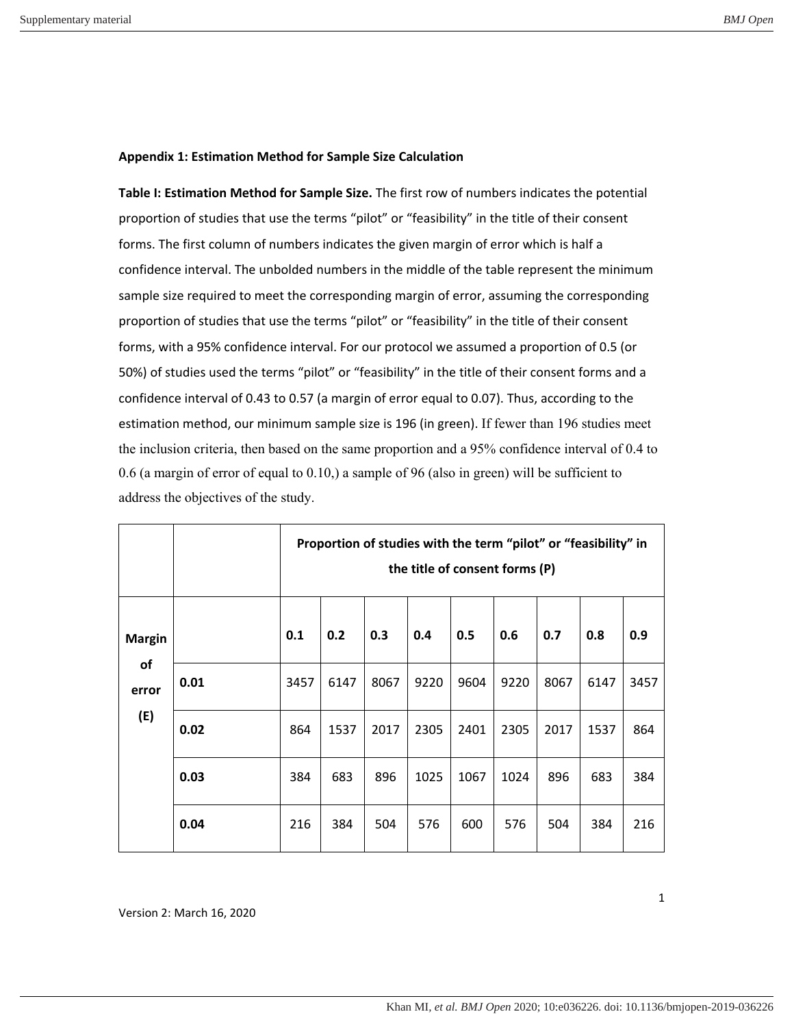**Appendix 1: Estimation Method for Sample Size Calculation**

**Table I: Estimation Method for Sample Size.** The first row of numbers indicates the potential proportion of studies that use the terms “pilot” or “feasibility” in the title of their consent forms. The first column of numbers indicates the given margin of error which is half a confidence interval. The unbolded numbers in the middle of the table represent the minimum sample size required to meet the corresponding margin of error, assuming the corresponding proportion of studies that use the terms “pilot” or “feasibility” in the title of their consent forms, with a 95% confidence interval. For our protocol we assumed a proportion of 0.5 (or 50%) of studies used the terms “pilot” or “feasibility” in the title of their consent forms and a confidence interval of 0.43 to 0.57 (a margin of error equal to 0.07). Thus, according to the estimation method, our minimum sample size is 196 (in green). If fewer than 196 studies meet the inclusion criteria, then based on the same proportion and a 95% confidence interval of 0.4 to 0.6 (a margin of error of equal to 0.10,) a sample of 96 (also in green) will be sufficient to address the objectives of the study.

| | | **Proportion of studies with the term “pilot” or “feasibility” in the title of consent forms (P)** | | | | | | | | |
|---|---|---|---|---|---|---|---|---|---|---|
| **Margin of error (E)** | | **0.1** | **0.2** | **0.3** | **0.4** | **0.5** | **0.6** | **0.7** | **0.8** | **0.9** |
| | **0.01** | 3457 | 6147 | 8067 | 9220 | 9604 | 9220 | 8067 | 6147 | 3457 |
| | **0.02** | 864 | 1537 | 2017 | 2305 | 2401 | 2305 | 2017 | 1537 | 864 |
| | **0.03** | 384 | 683 | 896 | 1025 | 1067 | 1024 | 896 | 683 | 384 |
| | **0.04** | 216 | 384 | 504 | 576 | 600 | 576 | 504 | 384 | 216 |

Version 2: March 16, 2020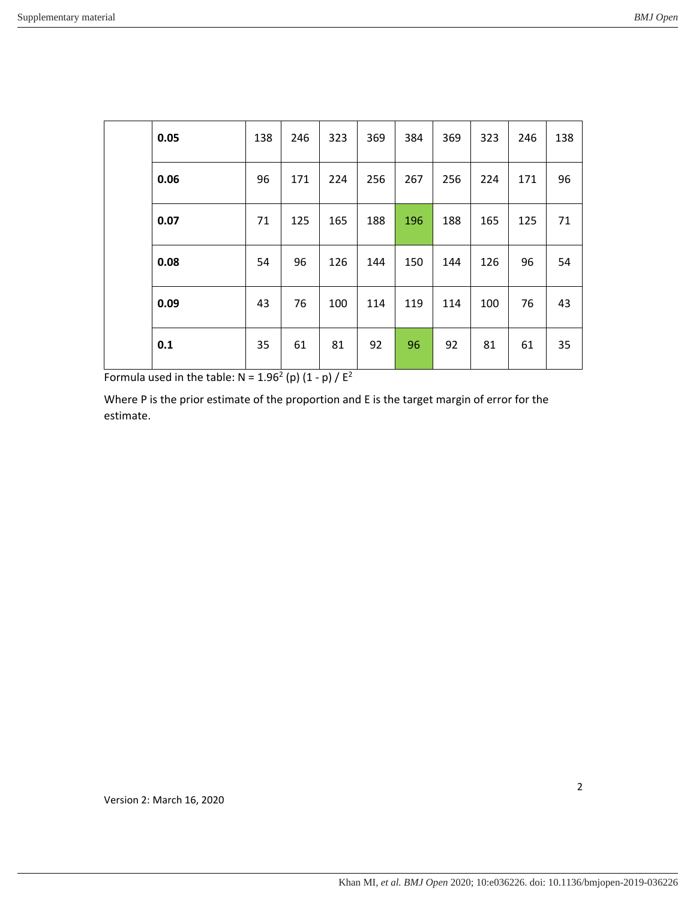| | | | | | | | | | | |
|---|---|---|---|---|---|---|---|---|---|---|
| | **0.05** | 138 | 246 | 323 | 369 | 384 | 369 | 323 | 246 | 138 |
| | **0.06** | 96 | 171 | 224 | 256 | 267 | 256 | 224 | 171 | 96 |
| | **0.07** | 71 | 125 | 165 | 188 | 196 | 188 | 165 | 125 | 71 |
| | **0.08** | 54 | 96 | 126 | 144 | 150 | 144 | 126 | 96 | 54 |
| | **0.09** | 43 | 76 | 100 | 114 | 119 | 114 | 100 | 76 | 43 |
| | **0.1** | 35 | 61 | 81 | 92 | 96 | 92 | 81 | 61 | 35 |

Formula used in the table: $N = 1.96^2 (p) (1 - p) / E^2$

Where P is the prior estimate of the proportion and E is the target margin of error for the estimate.

Version 2: March 16, 2020